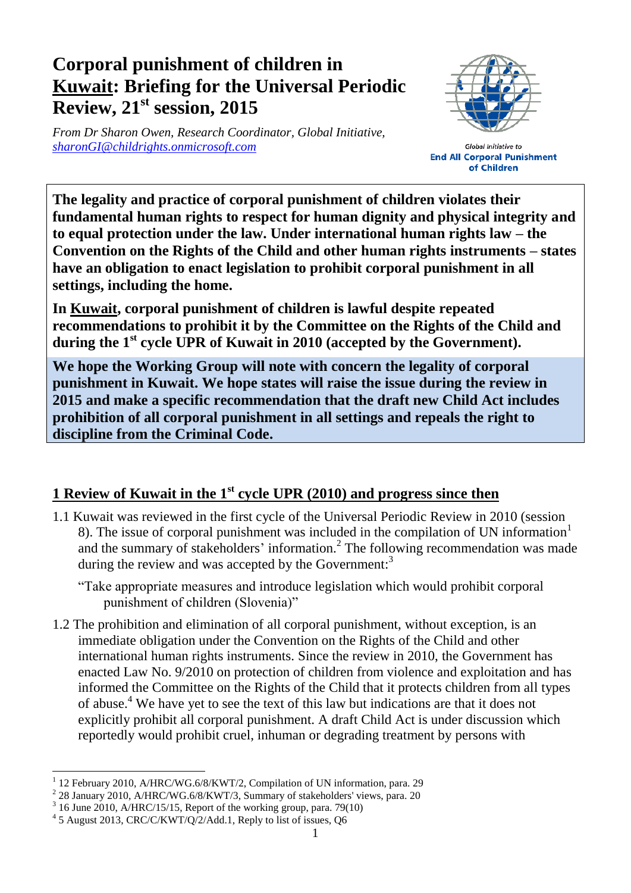# Corporal punishment of children in Kuwait: Briefing for the Universal Periodic Review, 21st session, 2015

*From Dr Sharon Owen, Research Coordinator, Global Initiative, sharonGI@childrights.onmicrosoft.com*

Global Initiative to **End All Corporal Punishment of Children**

**The legality and practice of corporal punishment of children violates their fundamental human rights to respect for human dignity and physical integrity and to equal protection under the law. Under international human rights law – the Convention on the Rights of the Child and other human rights instruments – states have an obligation to enact legislation to prohibit corporal punishment in all settings, including the home.**

**In Kuwait, corporal punishment of children is lawful despite repeated recommendations to prohibit it by the Committee on the Rights of the Child and during the 1st cycle UPR of Kuwait in 2010 (accepted by the Government).**

**We hope the Working Group will note with concern the legality of corporal punishment in Kuwait. We hope states will raise the issue during the review in 2015 and make a specific recommendation that the draft new Child Act includes prohibition of all corporal punishment in all settings and repeals the right to discipline from the Criminal Code.**

## 1 Review of Kuwait in the 1st cycle UPR (2010) and progress since then

1.1 Kuwait was reviewed in the first cycle of the Universal Periodic Review in 2010 (session 8). The issue of corporal punishment was included in the compilation of UN information[1] and the summary of stakeholders' information.[2] The following recommendation was made during the review and was accepted by the Government:[3]

> "Take appropriate measures and introduce legislation which would prohibit corporal punishment of children (Slovenia)"

1.2 The prohibition and elimination of all corporal punishment, without exception, is an immediate obligation under the Convention on the Rights of the Child and other international human rights instruments. Since the review in 2010, the Government has enacted Law No. 9/2010 on protection of children from violence and exploitation and has informed the Committee on the Rights of the Child that it protects children from all types of abuse.[4] We have yet to see the text of this law but indications are that it does not explicitly prohibit all corporal punishment. A draft Child Act is under discussion which reportedly would prohibit cruel, inhuman or degrading treatment by persons with

---

[1] 12 February 2010, A/HRC/WG.6/8/KWT/2, Compilation of UN information, para. 29

[2] 28 January 2010, A/HRC/WG.6/8/KWT/3, Summary of stakeholders' views, para. 20

[3] 16 June 2010, A/HRC/15/15, Report of the working group, para. 79(10)

[4] 5 August 2013, CRC/C/KWT/Q/2/Add.1, Reply to list of issues, Q6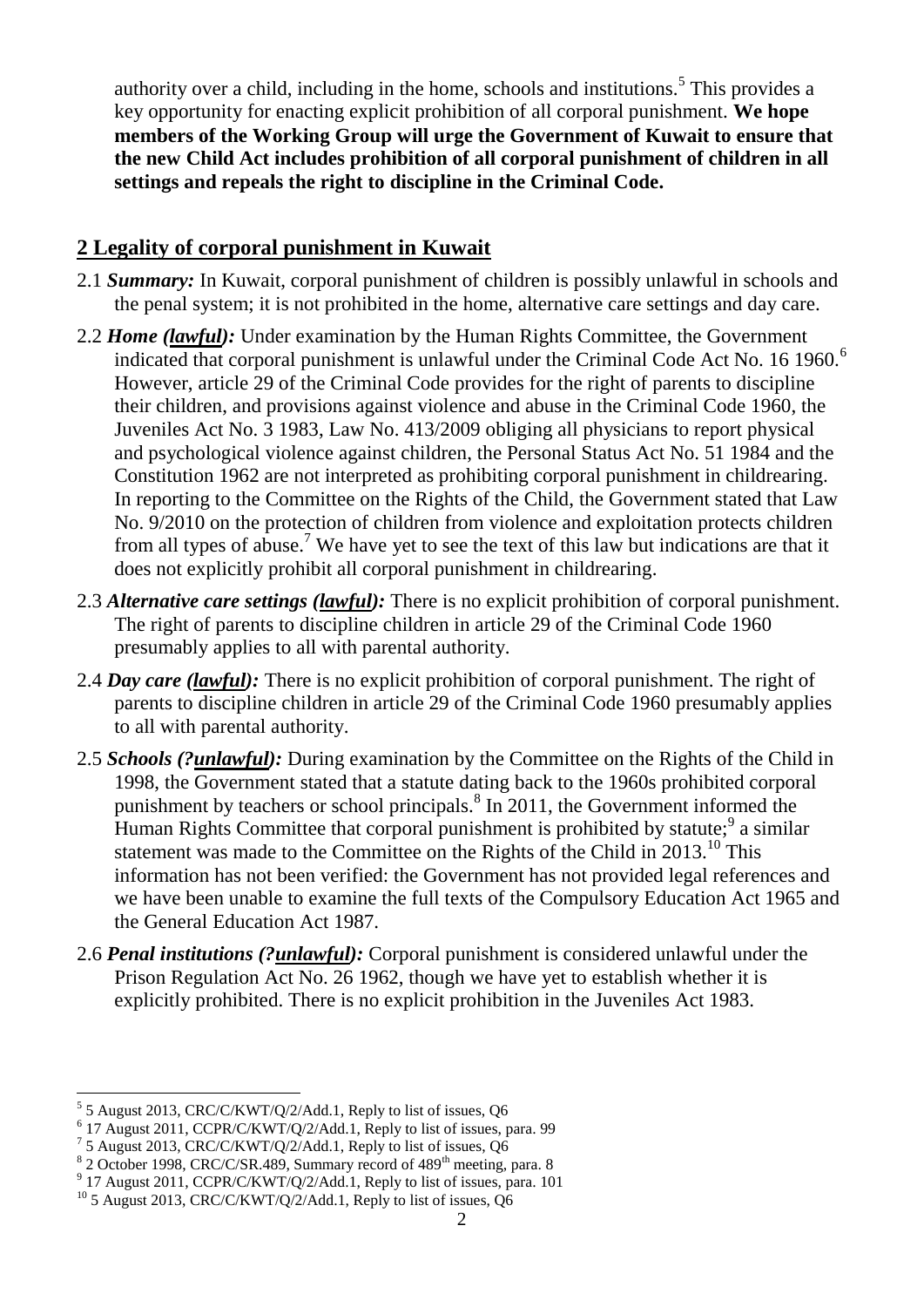authority over a child, including in the home, schools and institutions.[5] This provides a key opportunity for enacting explicit prohibition of all corporal punishment. **We hope members of the Working Group will urge the Government of Kuwait to ensure that the new Child Act includes prohibition of all corporal punishment of children in all settings and repeals the right to discipline in the Criminal Code.**

## 2 Legality of corporal punishment in Kuwait

2.1 ***Summary:*** In Kuwait, corporal punishment of children is possibly unlawful in schools and the penal system; it is not prohibited in the home, alternative care settings and day care.

2.2 ***Home (lawful):*** Under examination by the Human Rights Committee, the Government indicated that corporal punishment is unlawful under the Criminal Code Act No. 16 1960.[6] However, article 29 of the Criminal Code provides for the right of parents to discipline their children, and provisions against violence and abuse in the Criminal Code 1960, the Juveniles Act No. 3 1983, Law No. 413/2009 obliging all physicians to report physical and psychological violence against children, the Personal Status Act No. 51 1984 and the Constitution 1962 are not interpreted as prohibiting corporal punishment in childrearing. In reporting to the Committee on the Rights of the Child, the Government stated that Law No. 9/2010 on the protection of children from violence and exploitation protects children from all types of abuse.[7] We have yet to see the text of this law but indications are that it does not explicitly prohibit all corporal punishment in childrearing.

2.3 ***Alternative care settings (lawful):*** There is no explicit prohibition of corporal punishment. The right of parents to discipline children in article 29 of the Criminal Code 1960 presumably applies to all with parental authority.

2.4 ***Day care (lawful):*** There is no explicit prohibition of corporal punishment. The right of parents to discipline children in article 29 of the Criminal Code 1960 presumably applies to all with parental authority.

2.5 ***Schools (?unlawful):*** During examination by the Committee on the Rights of the Child in 1998, the Government stated that a statute dating back to the 1960s prohibited corporal punishment by teachers or school principals.[8] In 2011, the Government informed the Human Rights Committee that corporal punishment is prohibited by statute;[9] a similar statement was made to the Committee on the Rights of the Child in 2013.[10] This information has not been verified: the Government has not provided legal references and we have been unable to examine the full texts of the Compulsory Education Act 1965 and the General Education Act 1987.

2.6 ***Penal institutions (?unlawful):*** Corporal punishment is considered unlawful under the Prison Regulation Act No. 26 1962, though we have yet to establish whether it is explicitly prohibited. There is no explicit prohibition in the Juveniles Act 1983.

---

[5] 5 August 2013, CRC/C/KWT/Q/2/Add.1, Reply to list of issues, Q6

[6] 17 August 2011, CCPR/C/KWT/Q/2/Add.1, Reply to list of issues, para. 99

[7] 5 August 2013, CRC/C/KWT/Q/2/Add.1, Reply to list of issues, Q6

[8] 2 October 1998, CRC/C/SR.489, Summary record of 489th meeting, para. 8

[9] 17 August 2011, CCPR/C/KWT/Q/2/Add.1, Reply to list of issues, para. 101

[10] 5 August 2013, CRC/C/KWT/Q/2/Add.1, Reply to list of issues, Q6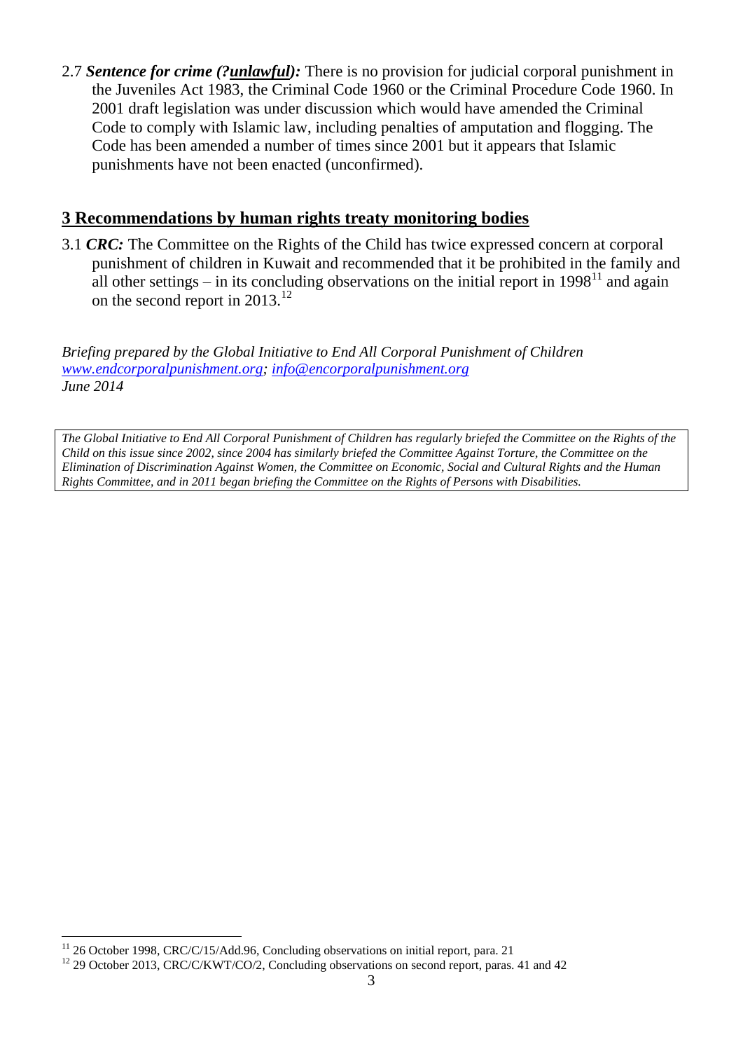2.7 ***Sentence for crime (?unlawful):*** There is no provision for judicial corporal punishment in the Juveniles Act 1983, the Criminal Code 1960 or the Criminal Procedure Code 1960. In 2001 draft legislation was under discussion which would have amended the Criminal Code to comply with Islamic law, including penalties of amputation and flogging. The Code has been amended a number of times since 2001 but it appears that Islamic punishments have not been enacted (unconfirmed).

## 3 Recommendations by human rights treaty monitoring bodies

3.1 ***CRC:*** The Committee on the Rights of the Child has twice expressed concern at corporal punishment of children in Kuwait and recommended that it be prohibited in the family and all other settings – in its concluding observations on the initial report in 1998[11] and again on the second report in 2013.[12]

*Briefing prepared by the Global Initiative to End All Corporal Punishment of Children*
*www.endcorporalpunishment.org; info@encorporalpunishment.org*
*June 2014*

*The Global Initiative to End All Corporal Punishment of Children has regularly briefed the Committee on the Rights of the Child on this issue since 2002, since 2004 has similarly briefed the Committee Against Torture, the Committee on the Elimination of Discrimination Against Women, the Committee on Economic, Social and Cultural Rights and the Human Rights Committee, and in 2011 began briefing the Committee on the Rights of Persons with Disabilities.*

---

[11] 26 October 1998, CRC/C/15/Add.96, Concluding observations on initial report, para. 21

[12] 29 October 2013, CRC/C/KWT/CO/2, Concluding observations on second report, paras. 41 and 42